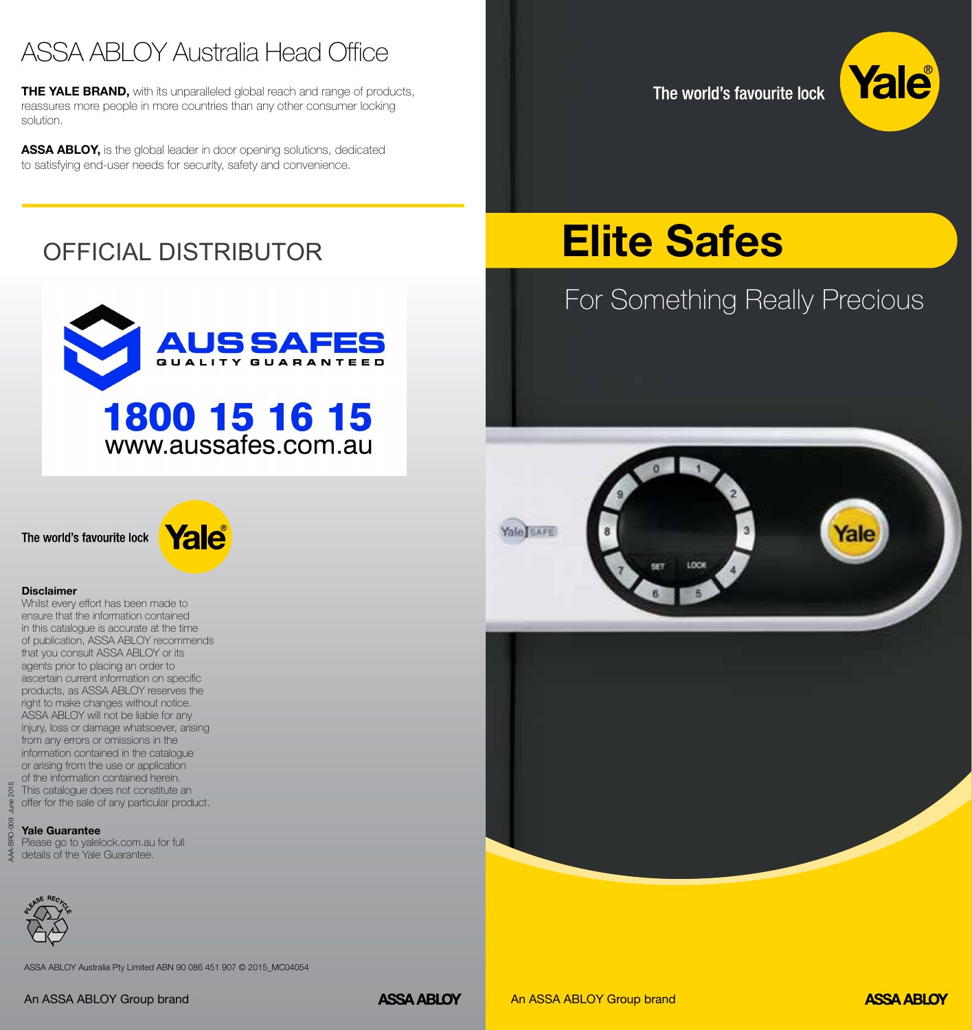# ASSA ABLOY Australia Head Office

**THE YALE BRAND,** with its unparalleled global reach and range of products, reassures more people in more countries than any other consumer locking solution.

**ASSA ABLOY,** is the global leader in door opening solutions, dedicated to satisfying end-user needs for security, safety and convenience.

## OFFICIAL DISTRIBUTOR

**AUS SAFES**
QUALITY GUARANTEED

**1800 15 16 15**
www.aussafes.com.au

The world's favourite lock — Yale®

**Disclaimer**
Whilst every effort has been made to ensure that the information contained in this catalogue is accurate at the time of publication, ASSA ABLOY recommends that you consult ASSA ABLOY or its agents prior to placing an order to ascertain current information on specific products, as ASSA ABLOY reserves the right to make changes without notice. ASSA ABLOY will not be liable for any injury, loss or damage whatsoever, arising from any errors or omissions in the information contained in the catalogue or arising from the use or application of the information contained herein. This catalogue does not constitute an offer for the sale of any particular product.

**Yale Guarantee**
Please go to yalelock.com.au for full details of the Yale Guarantee.

AAA-BRO-009 June 2015

PLEASE RECYCLE

ASSA ABLOY Australia Pty Limited ABN 90 086 451 907 © 2015_MC04054

An ASSA ABLOY Group brand — ASSA ABLOY

The world's favourite lock — Yale®

# Elite Safes

## For Something Really Precious

An ASSA ABLOY Group brand — ASSA ABLOY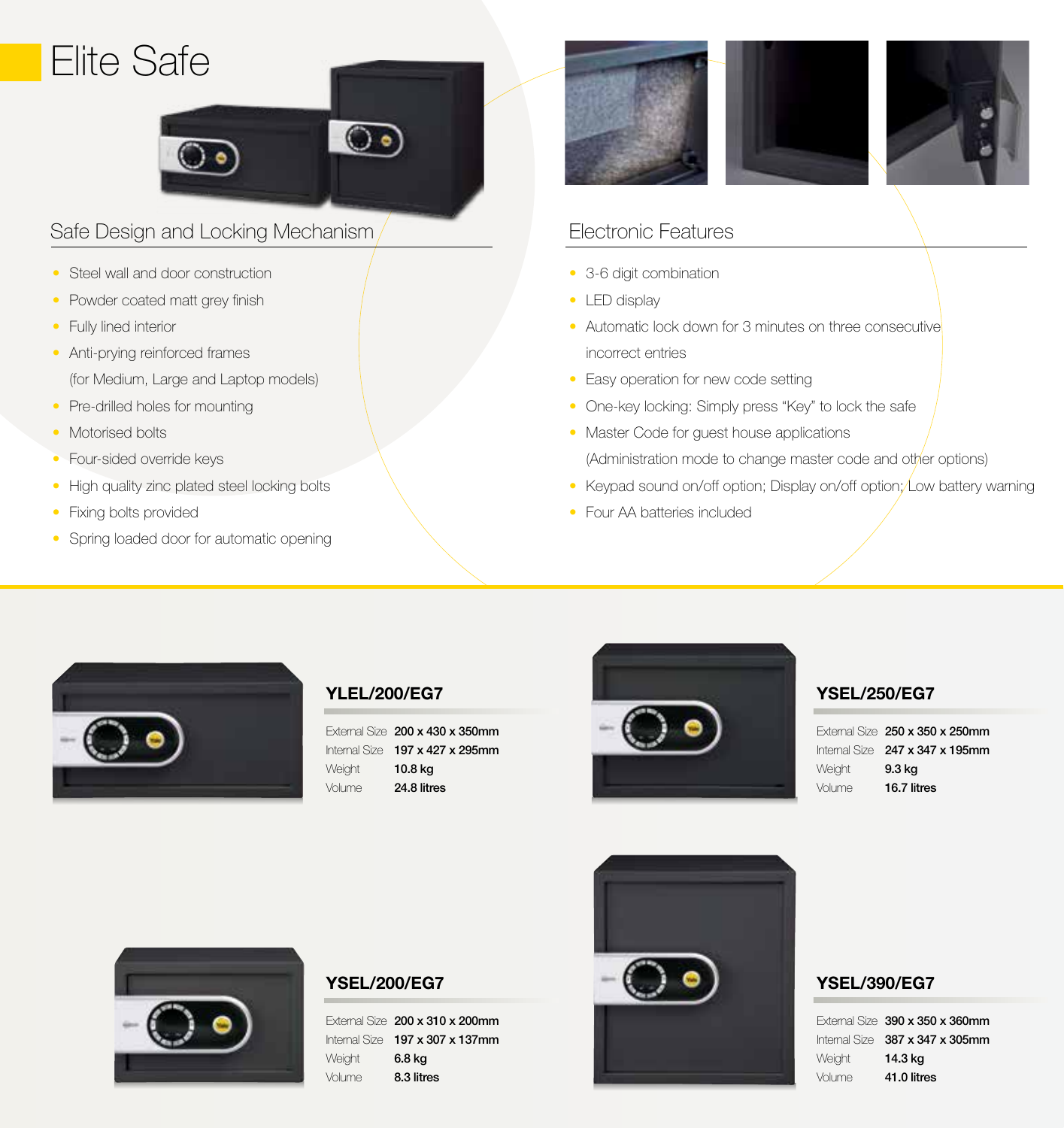# Elite Safe

## Safe Design and Locking Mechanism

- Steel wall and door construction
- Powder coated matt grey finish
- Fully lined interior
- Anti-prying reinforced frames (for Medium, Large and Laptop models)
- Pre-drilled holes for mounting
- Motorised bolts
- Four-sided override keys
- High quality zinc plated steel locking bolts
- Fixing bolts provided
- Spring loaded door for automatic opening

## Electronic Features

- 3-6 digit combination
- LED display
- Automatic lock down for 3 minutes on three consecutive incorrect entries
- Easy operation for new code setting
- One-key locking: Simply press "Key" to lock the safe
- Master Code for guest house applications (Administration mode to change master code and other options)
- Keypad sound on/off option; Display on/off option; Low battery warning
- Four AA batteries included

### YLEL/200/EG7

| | |
|---|---|
| External Size | **200 x 430 x 350mm** |
| Internal Size | **197 x 427 x 295mm** |
| Weight | **10.8 kg** |
| Volume | **24.8 litres** |

### YSEL/250/EG7

| | |
|---|---|
| External Size | **250 x 350 x 250mm** |
| Internal Size | **247 x 347 x 195mm** |
| Weight | **9.3 kg** |
| Volume | **16.7 litres** |

### YSEL/200/EG7

| | |
|---|---|
| External Size | **200 x 310 x 200mm** |
| Internal Size | **197 x 307 x 137mm** |
| Weight | **6.8 kg** |
| Volume | **8.3 litres** |

### YSEL/390/EG7

| | |
|---|---|
| External Size | **390 x 350 x 360mm** |
| Internal Size | **387 x 347 x 305mm** |
| Weight | **14.3 kg** |
| Volume | **41.0 litres** |